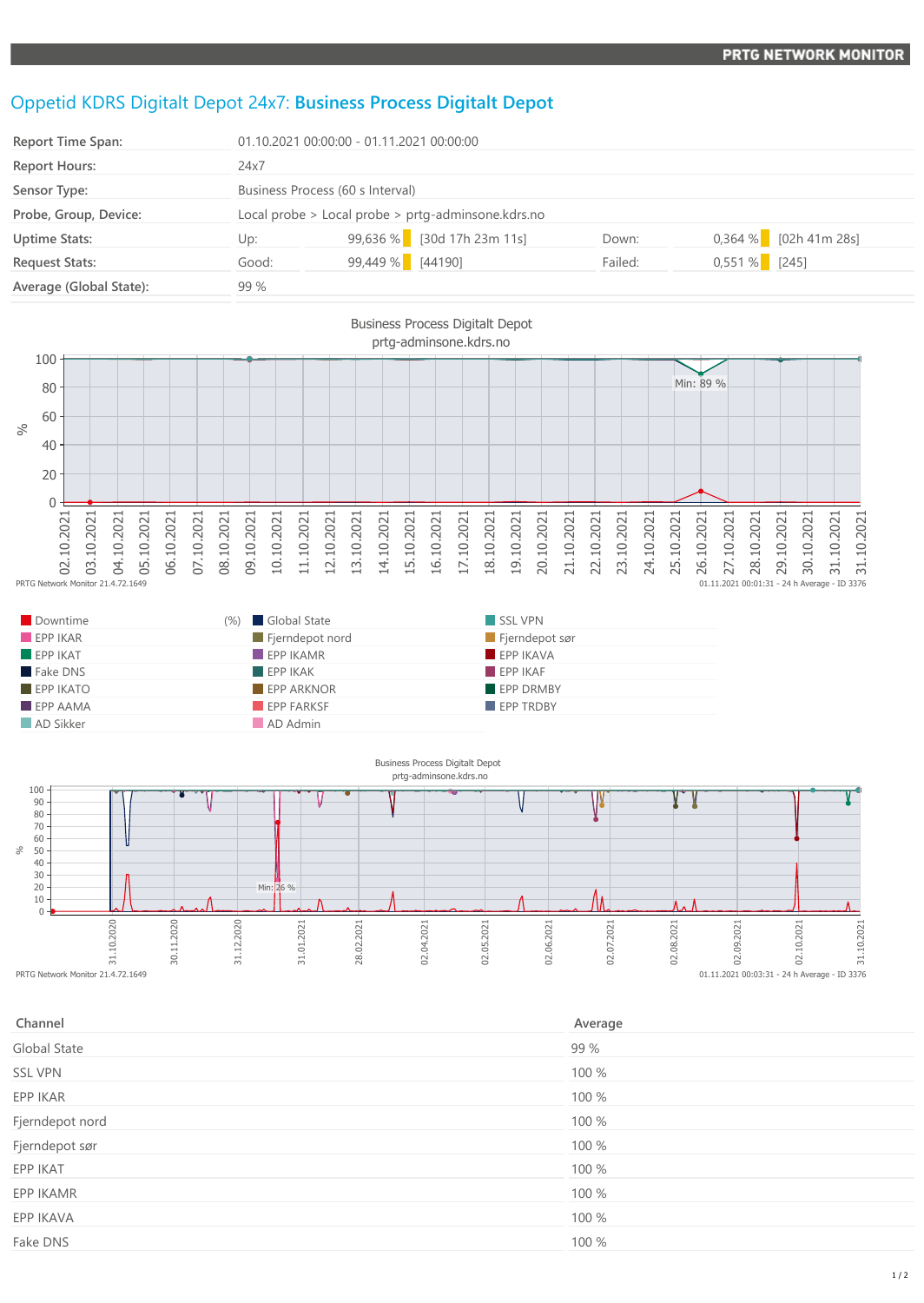# Oppetid KDRS Digitalt Depot 24x7: **Business Process Digitalt Depot**

| | | | | | |
|---|---|---|---|---|---|
| **Report Time Span:** | 01.10.2021 00:00:00 - 01.11.2021 00:00:00 | | | | |
| **Report Hours:** | 24x7 | | | | |
| **Sensor Type:** | Business Process (60 s Interval) | | | | |
| **Probe, Group, Device:** | Local probe > Local probe > prtg-adminsone.kdrs.no | | | | |
| **Uptime Stats:** | Up: 99,636 % | [30d 17h 23m 11s] | Down: | 0,364 % | [02h 41m 28s] |
| **Request Stats:** | Good: 99,449 % | [44190] | Failed: | 0,551 % | [245] |
| **Average (Global State):** | 99 % | | | | |

Business Process Digitalt Depot
prtg-adminsone.kdrs.no

PRTG Network Monitor 21.4.72.1649 — 01.11.2021 00:01:31 - 24 h Average - ID 3376

Legend (%): Downtime, Global State, SSL VPN, EPP IKAR, Fjerndepot nord, Fjerndepot sør, EPP IKAT, EPP IKAMR, EPP IKAVA, Fake DNS, EPP IKAK, EPP IKAF, EPP IKATO, EPP ARKNOR, EPP DRMBY, EPP AAMA, EPP FARKSF, EPP TRDBY, AD Sikker, AD Admin

Business Process Digitalt Depot
prtg-adminsone.kdrs.no

PRTG Network Monitor 21.4.72.1649 — 01.11.2021 00:03:31 - 24 h Average - ID 3376

| Channel | Average |
|---|---|
| Global State | 99 % |
| SSL VPN | 100 % |
| EPP IKAR | 100 % |
| Fjerndepot nord | 100 % |
| Fjerndepot sør | 100 % |
| EPP IKAT | 100 % |
| EPP IKAMR | 100 % |
| EPP IKAVA | 100 % |
| Fake DNS | 100 % |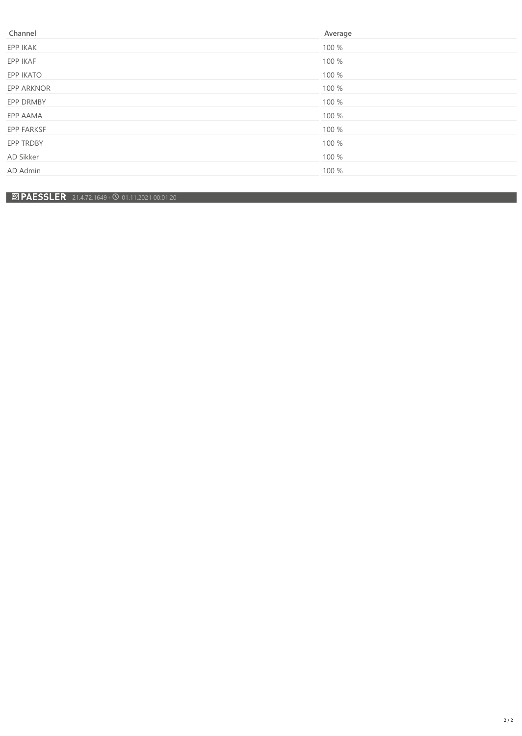| Channel | Average |
|---|---|
| EPP IKAK | 100 % |
| EPP IKAF | 100 % |
| EPP IKATO | 100 % |
| EPP ARKNOR | 100 % |
| EPP DRMBY | 100 % |
| EPP AAMA | 100 % |
| EPP FARKSF | 100 % |
| EPP TRDBY | 100 % |
| AD Sikker | 100 % |
| AD Admin | 100 % |

PAESSLER 21.4.72.1649+ 01.11.2021 00:01:20